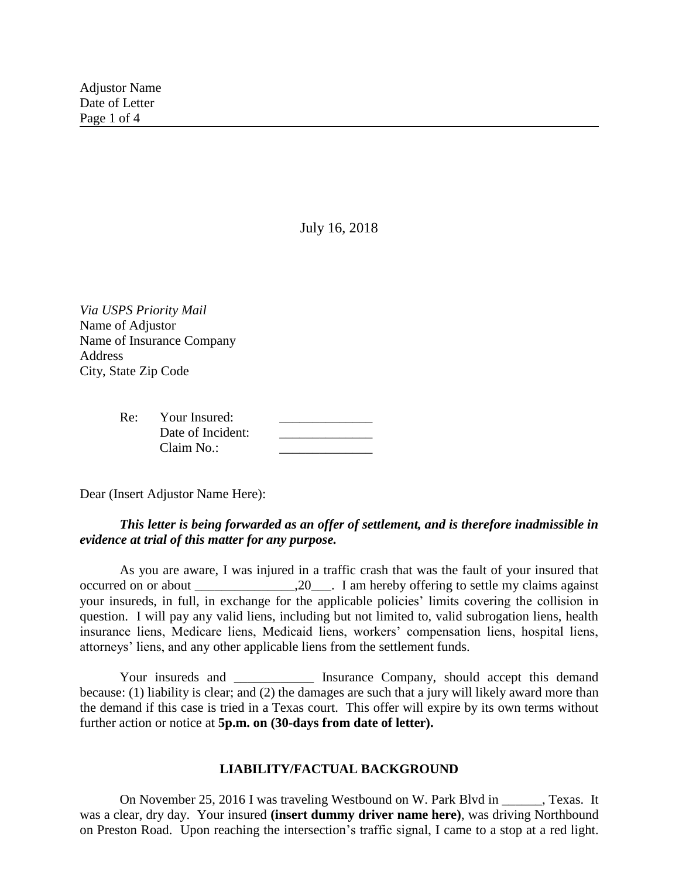July 16, 2018

*Via USPS Priority Mail*
Name of Adjustor
Name of Insurance Company
Address
City, State Zip Code

Re: Your Insured: ______________
Date of Incident: ______________
Claim No.: ______________

Dear (Insert Adjustor Name Here):

***This letter is being forwarded as an offer of settlement, and is therefore inadmissible in evidence at trial of this matter for any purpose.***

As you are aware, I was injured in a traffic crash that was the fault of your insured that occurred on or about _______________,20___. I am hereby offering to settle my claims against your insureds, in full, in exchange for the applicable policies' limits covering the collision in question. I will pay any valid liens, including but not limited to, valid subrogation liens, health insurance liens, Medicare liens, Medicaid liens, workers' compensation liens, hospital liens, attorneys' liens, and any other applicable liens from the settlement funds.

Your insureds and ____________ Insurance Company, should accept this demand because: (1) liability is clear; and (2) the damages are such that a jury will likely award more than the demand if this case is tried in a Texas court. This offer will expire by its own terms without further action or notice at **5p.m. on (30-days from date of letter).**

## LIABILITY/FACTUAL BACKGROUND

On November 25, 2016 I was traveling Westbound on W. Park Blvd in ______, Texas. It was a clear, dry day. Your insured **(insert dummy driver name here)**, was driving Northbound on Preston Road. Upon reaching the intersection's traffic signal, I came to a stop at a red light.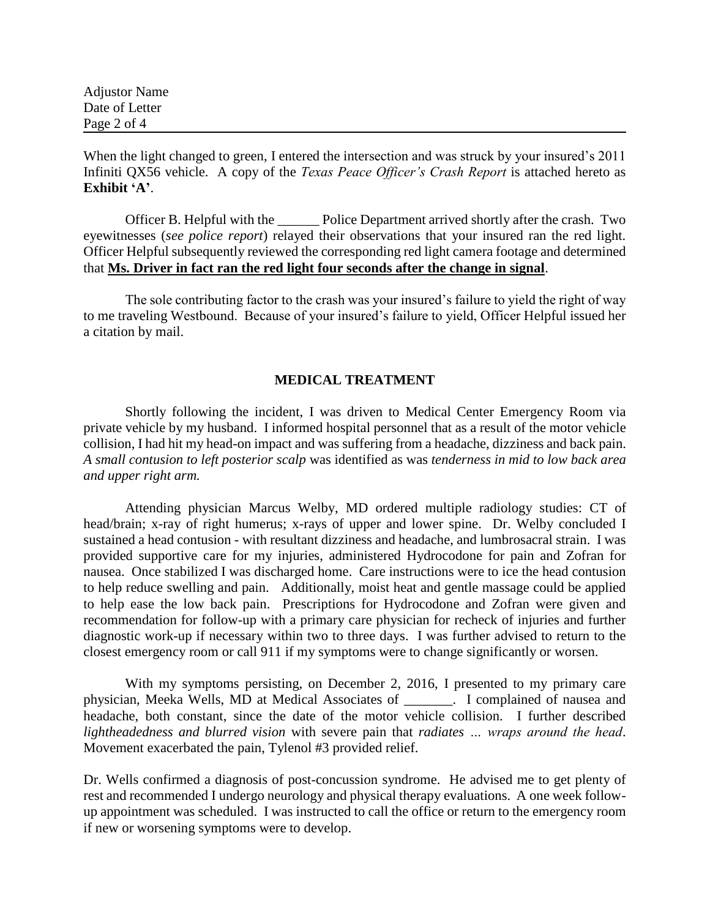When the light changed to green, I entered the intersection and was struck by your insured's 2011 Infiniti QX56 vehicle. A copy of the *Texas Peace Officer's Crash Report* is attached hereto as **Exhibit 'A'**.

Officer B. Helpful with the ______ Police Department arrived shortly after the crash. Two eyewitnesses (*see police report*) relayed their observations that your insured ran the red light. Officer Helpful subsequently reviewed the corresponding red light camera footage and determined that **<u>Ms. Driver in fact ran the red light four seconds after the change in signal</u>**.

The sole contributing factor to the crash was your insured's failure to yield the right of way to me traveling Westbound. Because of your insured's failure to yield, Officer Helpful issued her a citation by mail.

## MEDICAL TREATMENT

Shortly following the incident, I was driven to Medical Center Emergency Room via private vehicle by my husband. I informed hospital personnel that as a result of the motor vehicle collision, I had hit my head-on impact and was suffering from a headache, dizziness and back pain. *A small contusion to left posterior scalp* was identified as was *tenderness in mid to low back area and upper right arm.*

Attending physician Marcus Welby, MD ordered multiple radiology studies: CT of head/brain; x-ray of right humerus; x-rays of upper and lower spine. Dr. Welby concluded I sustained a head contusion - with resultant dizziness and headache, and lumbrosacral strain. I was provided supportive care for my injuries, administered Hydrocodone for pain and Zofran for nausea. Once stabilized I was discharged home. Care instructions were to ice the head contusion to help reduce swelling and pain. Additionally, moist heat and gentle massage could be applied to help ease the low back pain. Prescriptions for Hydrocodone and Zofran were given and recommendation for follow-up with a primary care physician for recheck of injuries and further diagnostic work-up if necessary within two to three days. I was further advised to return to the closest emergency room or call 911 if my symptoms were to change significantly or worsen.

With my symptoms persisting, on December 2, 2016, I presented to my primary care physician, Meeka Wells, MD at Medical Associates of _______. I complained of nausea and headache, both constant, since the date of the motor vehicle collision. I further described *lightheadedness and blurred vision* with severe pain that *radiates ... wraps around the head*. Movement exacerbated the pain, Tylenol #3 provided relief.

Dr. Wells confirmed a diagnosis of post-concussion syndrome. He advised me to get plenty of rest and recommended I undergo neurology and physical therapy evaluations. A one week follow-up appointment was scheduled. I was instructed to call the office or return to the emergency room if new or worsening symptoms were to develop.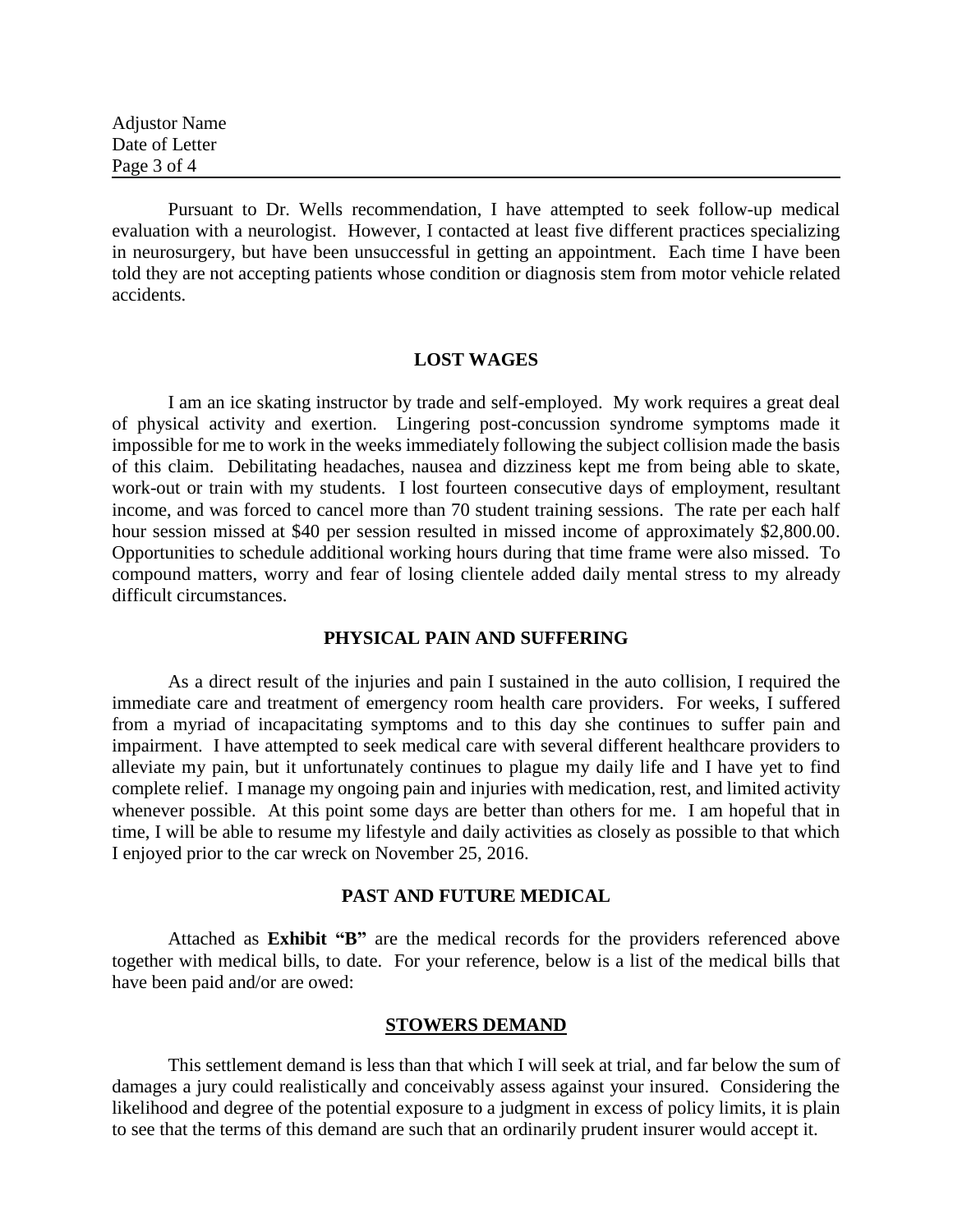Pursuant to Dr. Wells recommendation, I have attempted to seek follow-up medical evaluation with a neurologist. However, I contacted at least five different practices specializing in neurosurgery, but have been unsuccessful in getting an appointment. Each time I have been told they are not accepting patients whose condition or diagnosis stem from motor vehicle related accidents.

## LOST WAGES

I am an ice skating instructor by trade and self-employed. My work requires a great deal of physical activity and exertion. Lingering post-concussion syndrome symptoms made it impossible for me to work in the weeks immediately following the subject collision made the basis of this claim. Debilitating headaches, nausea and dizziness kept me from being able to skate, work-out or train with my students. I lost fourteen consecutive days of employment, resultant income, and was forced to cancel more than 70 student training sessions. The rate per each half hour session missed at $40 per session resulted in missed income of approximately $2,800.00. Opportunities to schedule additional working hours during that time frame were also missed. To compound matters, worry and fear of losing clientele added daily mental stress to my already difficult circumstances.

## PHYSICAL PAIN AND SUFFERING

As a direct result of the injuries and pain I sustained in the auto collision, I required the immediate care and treatment of emergency room health care providers. For weeks, I suffered from a myriad of incapacitating symptoms and to this day she continues to suffer pain and impairment. I have attempted to seek medical care with several different healthcare providers to alleviate my pain, but it unfortunately continues to plague my daily life and I have yet to find complete relief. I manage my ongoing pain and injuries with medication, rest, and limited activity whenever possible. At this point some days are better than others for me. I am hopeful that in time, I will be able to resume my lifestyle and daily activities as closely as possible to that which I enjoyed prior to the car wreck on November 25, 2016.

## PAST AND FUTURE MEDICAL

Attached as **Exhibit "B"** are the medical records for the providers referenced above together with medical bills, to date. For your reference, below is a list of the medical bills that have been paid and/or are owed:

## STOWERS DEMAND

This settlement demand is less than that which I will seek at trial, and far below the sum of damages a jury could realistically and conceivably assess against your insured. Considering the likelihood and degree of the potential exposure to a judgment in excess of policy limits, it is plain to see that the terms of this demand are such that an ordinarily prudent insurer would accept it.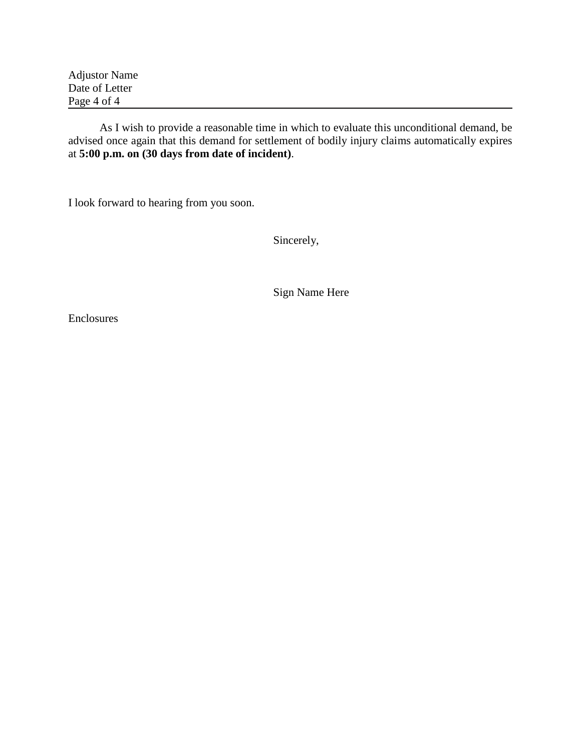As I wish to provide a reasonable time in which to evaluate this unconditional demand, be advised once again that this demand for settlement of bodily injury claims automatically expires at **5:00 p.m. on (30 days from date of incident)**.

I look forward to hearing from you soon.

Sincerely,

Sign Name Here

Enclosures